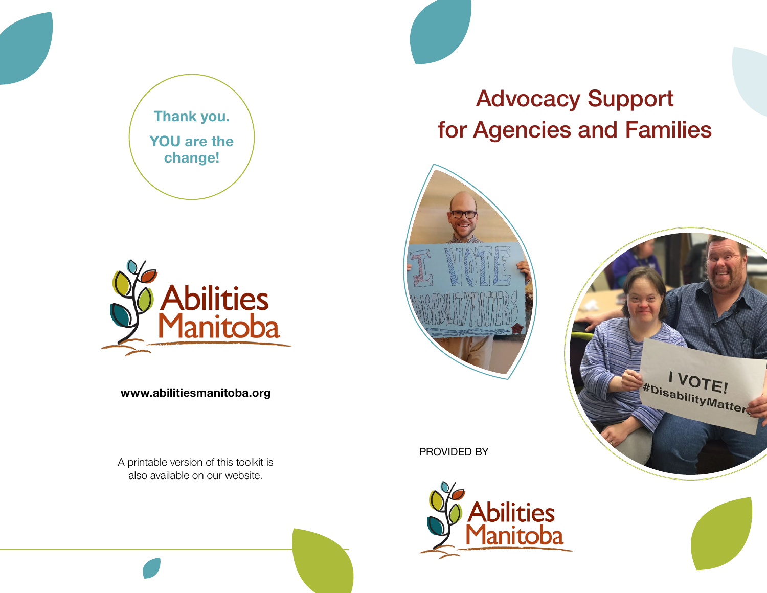# Advocacy Support for Agencies and Families

PROVIDED BY

Abilities Manitoba

**Thank you.**

**YOU are the change!**

Abilities Manitoba

**www.abilitiesmanitoba.org**

A printable version of this toolkit is also available on our website.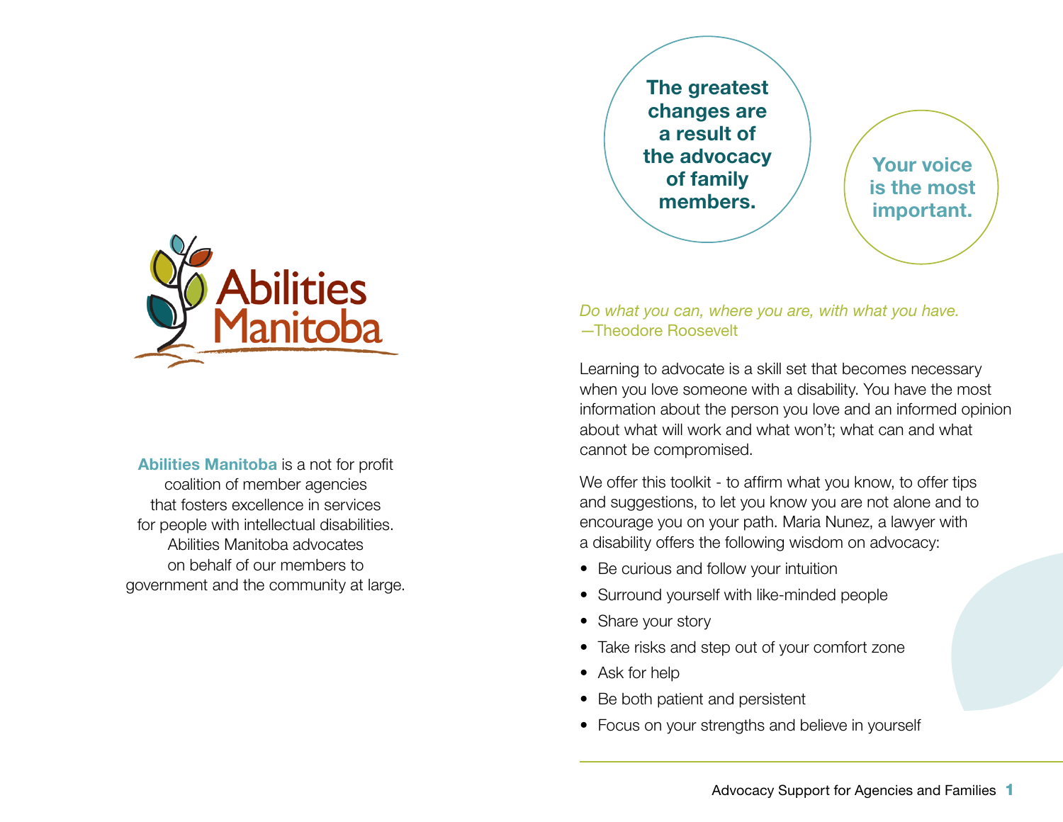Abilities Manitoba

**Abilities Manitoba** is a not for profit coalition of member agencies that fosters excellence in services for people with intellectual disabilities. Abilities Manitoba advocates on behalf of our members to government and the community at large.

**The greatest changes are a result of the advocacy of family members.**

**Your voice is the most important.**

*Do what you can, where you are, with what you have.*
—Theodore Roosevelt

Learning to advocate is a skill set that becomes necessary when you love someone with a disability. You have the most information about the person you love and an informed opinion about what will work and what won't; what can and what cannot be compromised.

We offer this toolkit - to affirm what you know, to offer tips and suggestions, to let you know you are not alone and to encourage you on your path. Maria Nunez, a lawyer with a disability offers the following wisdom on advocacy:

- Be curious and follow your intuition
- Surround yourself with like-minded people
- Share your story
- Take risks and step out of your comfort zone
- Ask for help
- Be both patient and persistent
- Focus on your strengths and believe in yourself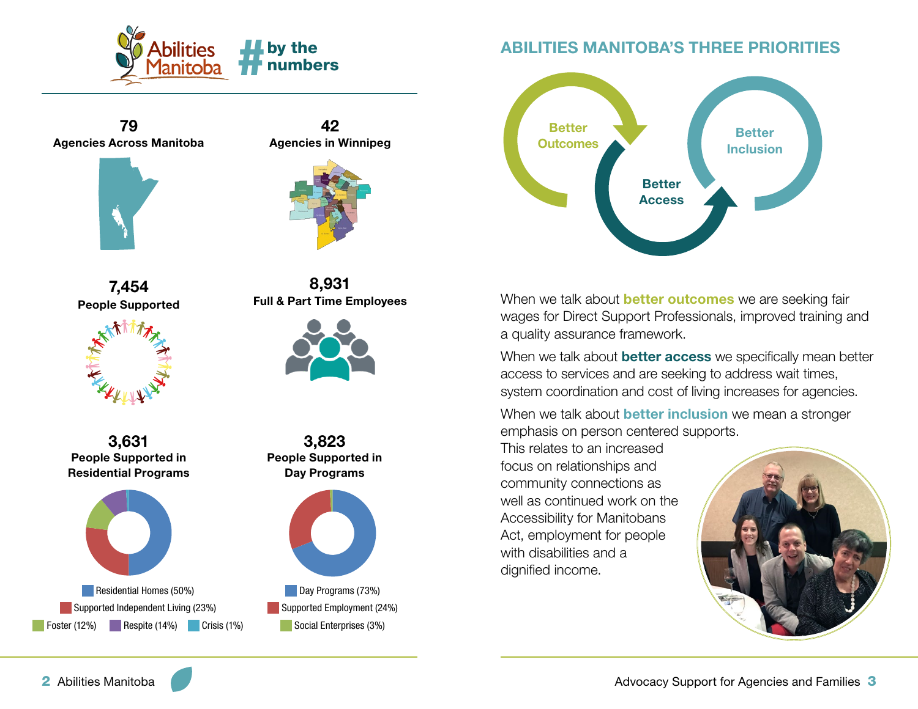# Abilities Manitoba # by the numbers

**79**
**Agencies Across Manitoba**

**42**
**Agencies in Winnipeg**

**7,454**
**People Supported**

**8,931**
**Full & Part Time Employees**

**3,631**
**People Supported in Residential Programs**

- Residential Homes (50%)
- Supported Independent Living (23%)
- Foster (12%)
- Respite (14%)
- Crisis (1%)

**3,823**
**People Supported in Day Programs**

- Day Programs (73%)
- Supported Employment (24%)
- Social Enterprises (3%)

## ABILITIES MANITOBA'S THREE PRIORITIES

Better Outcomes → Better Access → Better Inclusion

When we talk about **better outcomes** we are seeking fair wages for Direct Support Professionals, improved training and a quality assurance framework.

When we talk about **better access** we specifically mean better access to services and are seeking to address wait times, system coordination and cost of living increases for agencies.

When we talk about **better inclusion** we mean a stronger emphasis on person centered supports. This relates to an increased focus on relationships and community connections as well as continued work on the Accessibility for Manitobans Act, employment for people with disabilities and a dignified income.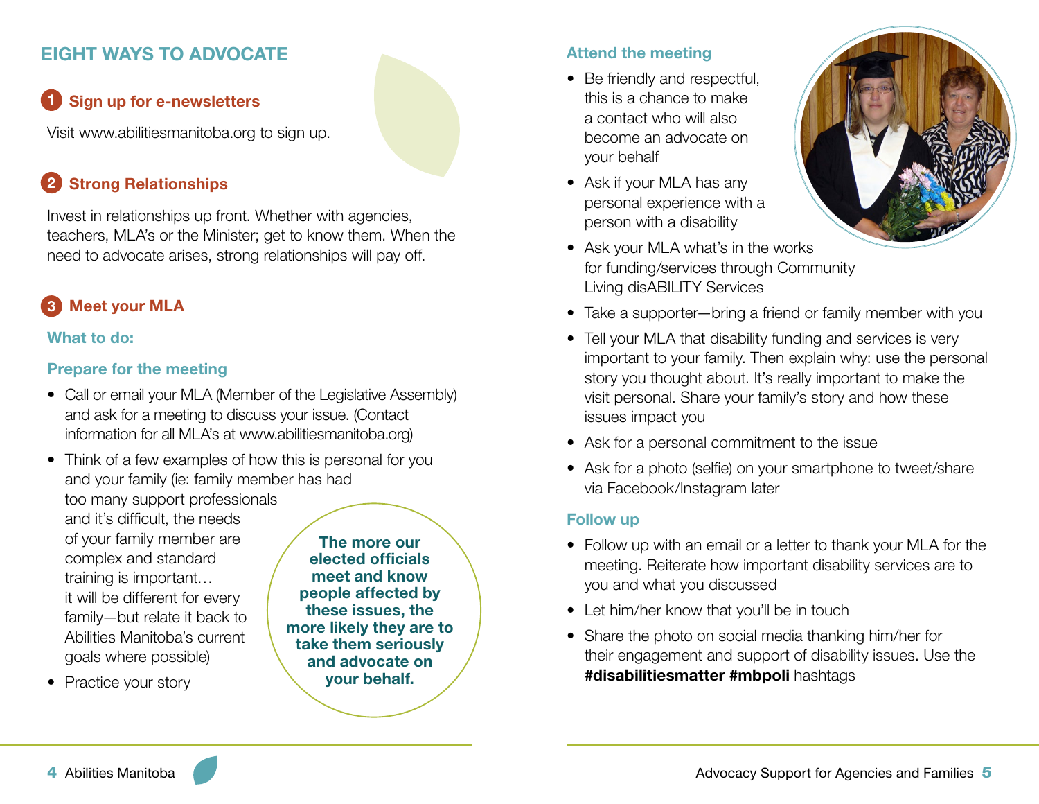## EIGHT WAYS TO ADVOCATE

### 1 Sign up for e-newsletters

Visit www.abilitiesmanitoba.org to sign up.

### 2 Strong Relationships

Invest in relationships up front. Whether with agencies, teachers, MLA's or the Minister; get to know them. When the need to advocate arises, strong relationships will pay off.

### 3 Meet your MLA

**What to do:**

#### Prepare for the meeting

- Call or email your MLA (Member of the Legislative Assembly) and ask for a meeting to discuss your issue. (Contact information for all MLA's at www.abilitiesmanitoba.org)
- Think of a few examples of how this is personal for you and your family (ie: family member has had too many support professionals and it's difficult, the needs of your family member are complex and standard training is important… it will be different for every family—but relate it back to Abilities Manitoba's current goals where possible)
- Practice your story

**The more our elected officials meet and know people affected by these issues, the more likely they are to take them seriously and advocate on your behalf.**

#### Attend the meeting

- Be friendly and respectful, this is a chance to make a contact who will also become an advocate on your behalf
- Ask if your MLA has any personal experience with a person with a disability
- Ask your MLA what's in the works for funding/services through Community Living disABILITY Services
- Take a supporter—bring a friend or family member with you
- Tell your MLA that disability funding and services is very important to your family. Then explain why: use the personal story you thought about. It's really important to make the visit personal. Share your family's story and how these issues impact you
- Ask for a personal commitment to the issue
- Ask for a photo (selfie) on your smartphone to tweet/share via Facebook/Instagram later

#### Follow up

- Follow up with an email or a letter to thank your MLA for the meeting. Reiterate how important disability services are to you and what you discussed
- Let him/her know that you'll be in touch
- Share the photo on social media thanking him/her for their engagement and support of disability issues. Use the **#disabilitiesmatter #mbpoli** hashtags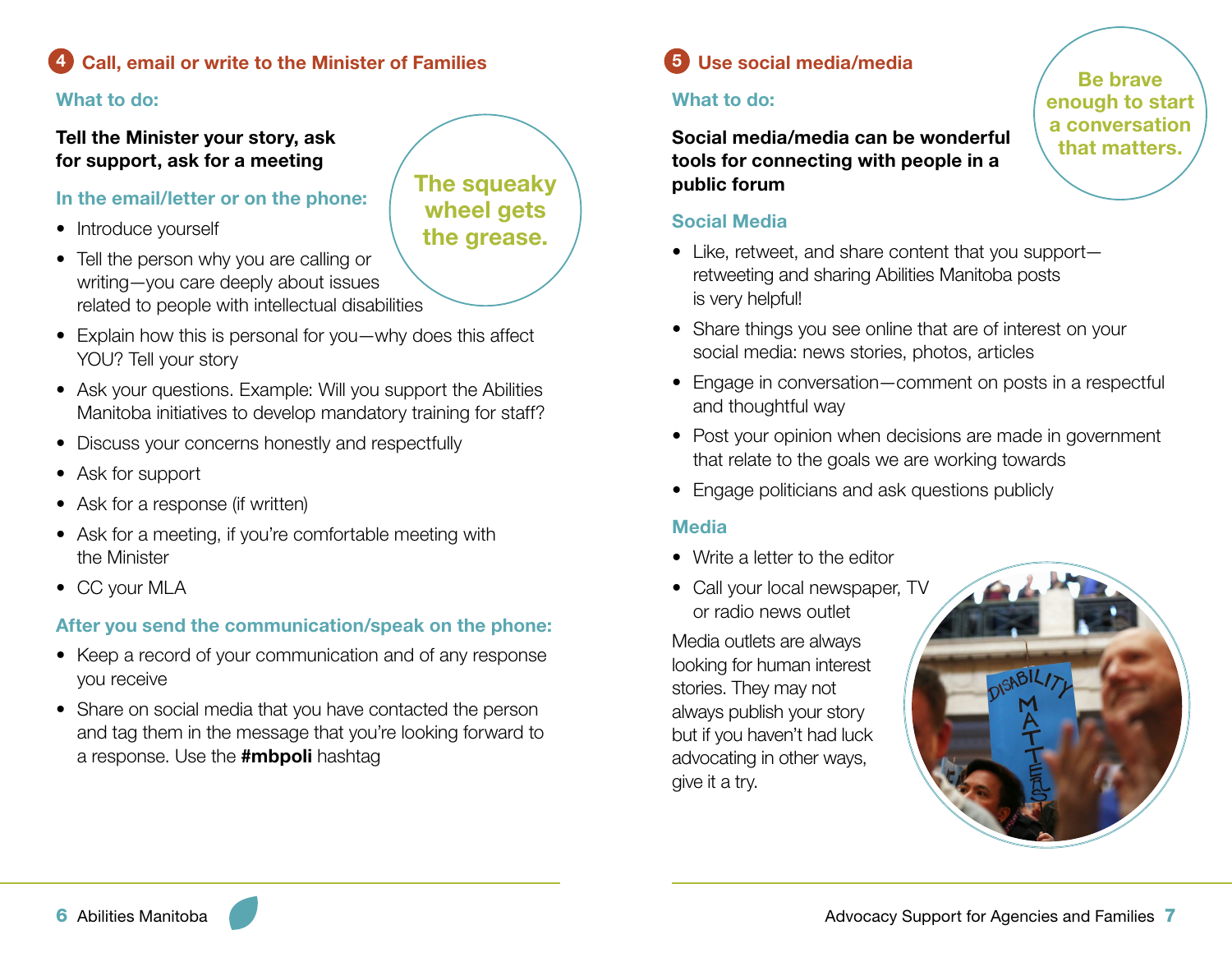## 4 Call, email or write to the Minister of Families

### What to do:

**Tell the Minister your story, ask for support, ask for a meeting**

> The squeaky wheel gets the grease.

### In the email/letter or on the phone:

- Introduce yourself
- Tell the person why you are calling or writing—you care deeply about issues related to people with intellectual disabilities
- Explain how this is personal for you—why does this affect YOU? Tell your story
- Ask your questions. Example: Will you support the Abilities Manitoba initiatives to develop mandatory training for staff?
- Discuss your concerns honestly and respectfully
- Ask for support
- Ask for a response (if written)
- Ask for a meeting, if you're comfortable meeting with the Minister
- CC your MLA

### After you send the communication/speak on the phone:

- Keep a record of your communication and of any response you receive
- Share on social media that you have contacted the person and tag them in the message that you're looking forward to a response. Use the **#mbpoli** hashtag

## 5 Use social media/media

> Be brave enough to start a conversation that matters.

### What to do:

**Social media/media can be wonderful tools for connecting with people in a public forum**

### Social Media

- Like, retweet, and share content that you support—retweeting and sharing Abilities Manitoba posts is very helpful!
- Share things you see online that are of interest on your social media: news stories, photos, articles
- Engage in conversation—comment on posts in a respectful and thoughtful way
- Post your opinion when decisions are made in government that relate to the goals we are working towards
- Engage politicians and ask questions publicly

### Media

- Write a letter to the editor
- Call your local newspaper, TV or radio news outlet

Media outlets are always looking for human interest stories. They may not always publish your story but if you haven't had luck advocating in other ways, give it a try.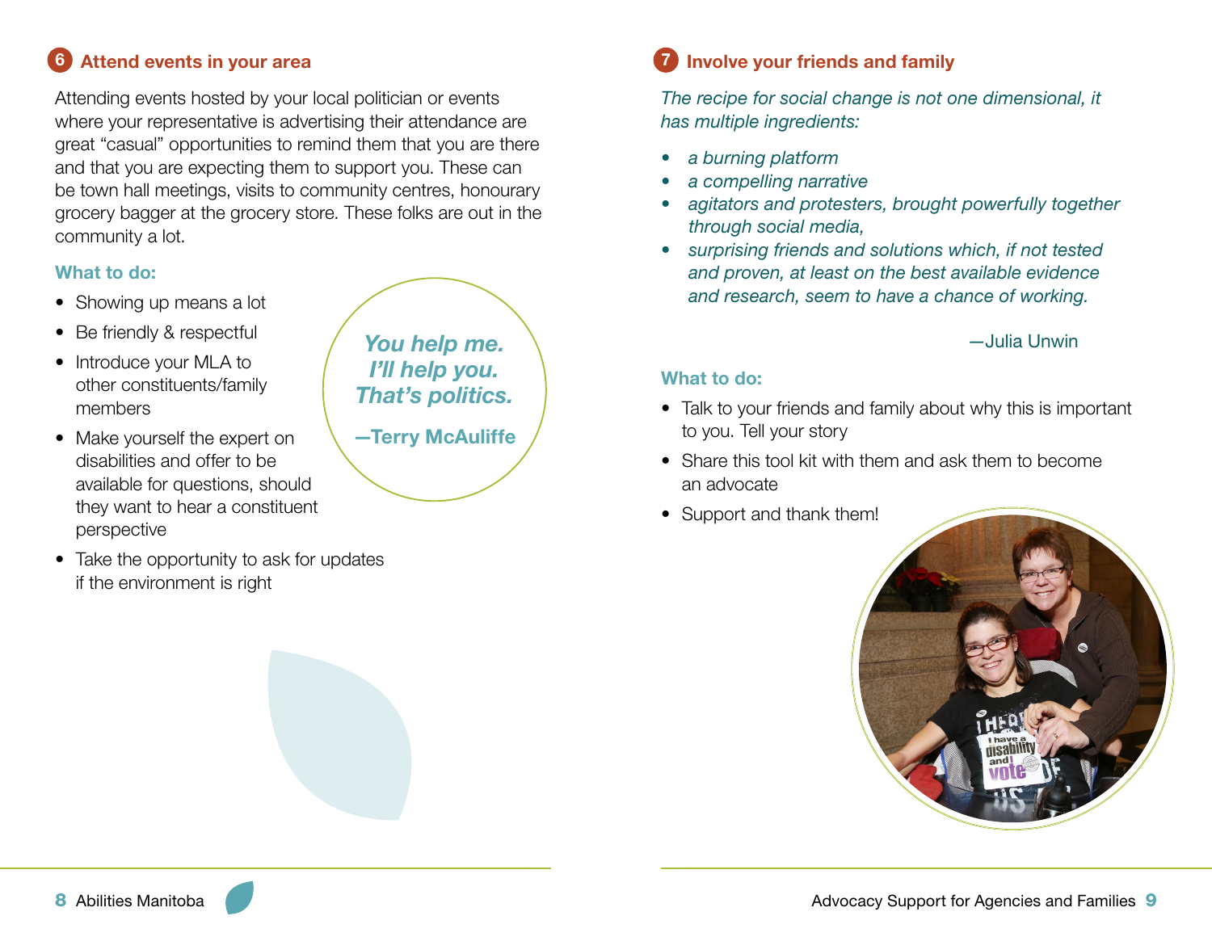## 6 Attend events in your area

Attending events hosted by your local politician or events where your representative is advertising their attendance are great “casual” opportunities to remind them that you are there and that you are expecting them to support you. These can be town hall meetings, visits to community centres, honourary grocery bagger at the grocery store. These folks are out in the community a lot.

### What to do:

- Showing up means a lot
- Be friendly & respectful
- Introduce your MLA to other constituents/family members
- Make yourself the expert on disabilities and offer to be available for questions, should they want to hear a constituent perspective
- Take the opportunity to ask for updates if the environment is right

***You help me. I’ll help you. That’s politics.***

**—Terry McAuliffe**

## 7 Involve your friends and family

*The recipe for social change is not one dimensional, it has multiple ingredients:*

- *a burning platform*
- *a compelling narrative*
- *agitators and protesters, brought powerfully together through social media,*
- *surprising friends and solutions which, if not tested and proven, at least on the best available evidence and research, seem to have a chance of working.*

—Julia Unwin

### What to do:

- Talk to your friends and family about why this is important to you. Tell your story
- Share this tool kit with them and ask them to become an advocate
- Support and thank them!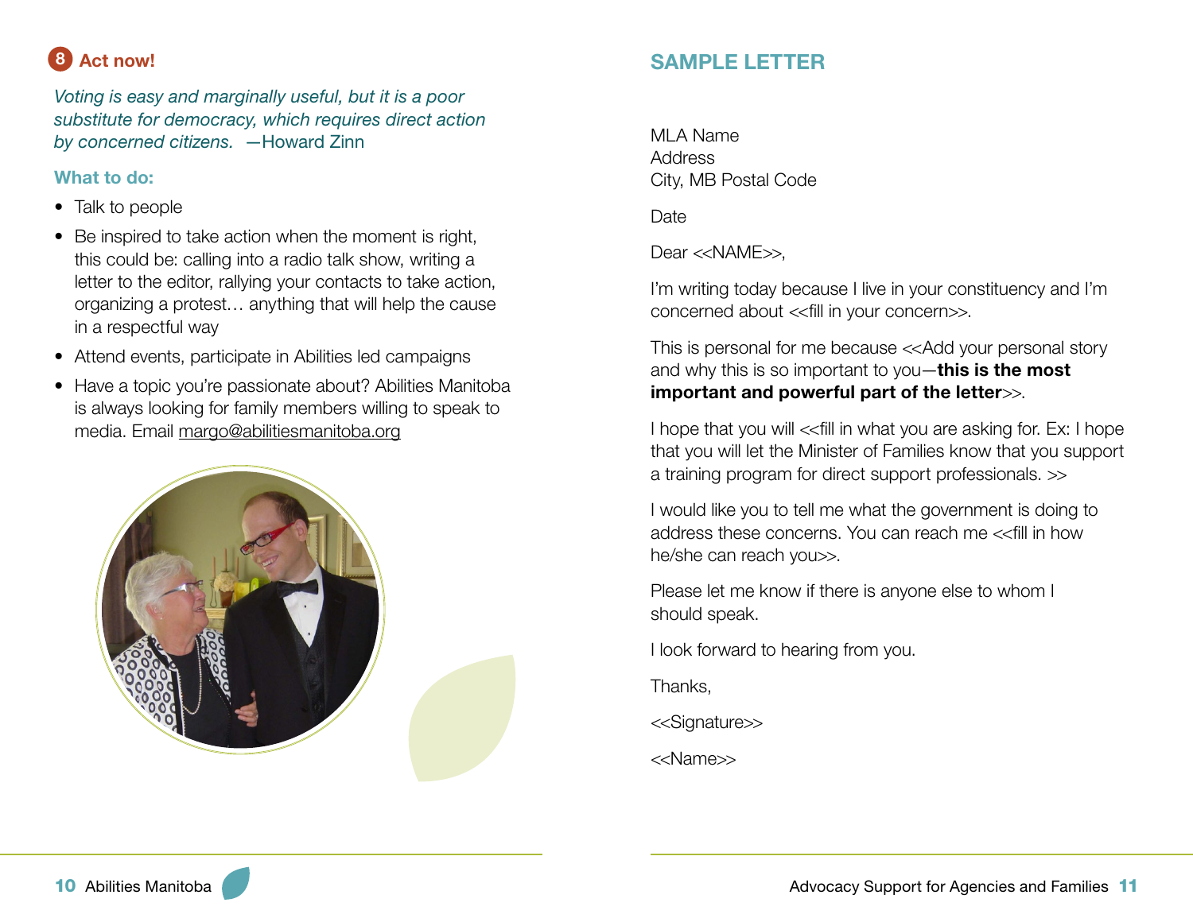## 8 Act now!

*Voting is easy and marginally useful, but it is a poor substitute for democracy, which requires direct action by concerned citizens.* —Howard Zinn

### What to do:

- Talk to people
- Be inspired to take action when the moment is right, this could be: calling into a radio talk show, writing a letter to the editor, rallying your contacts to take action, organizing a protest… anything that will help the cause in a respectful way
- Attend events, participate in Abilities led campaigns
- Have a topic you're passionate about? Abilities Manitoba is always looking for family members willing to speak to media. Email margo@abilitiesmanitoba.org

## SAMPLE LETTER

MLA Name
Address
City, MB Postal Code

Date

Dear <<NAME>>,

I'm writing today because I live in your constituency and I'm concerned about <<fill in your concern>>.

This is personal for me because <<Add your personal story and why this is so important to you—**this is the most important and powerful part of the letter**>>.

I hope that you will <<fill in what you are asking for. Ex: I hope that you will let the Minister of Families know that you support a training program for direct support professionals. >>

I would like you to tell me what the government is doing to address these concerns. You can reach me <<fill in how he/she can reach you>>.

Please let me know if there is anyone else to whom I should speak.

I look forward to hearing from you.

Thanks,

<<Signature>>

<<Name>>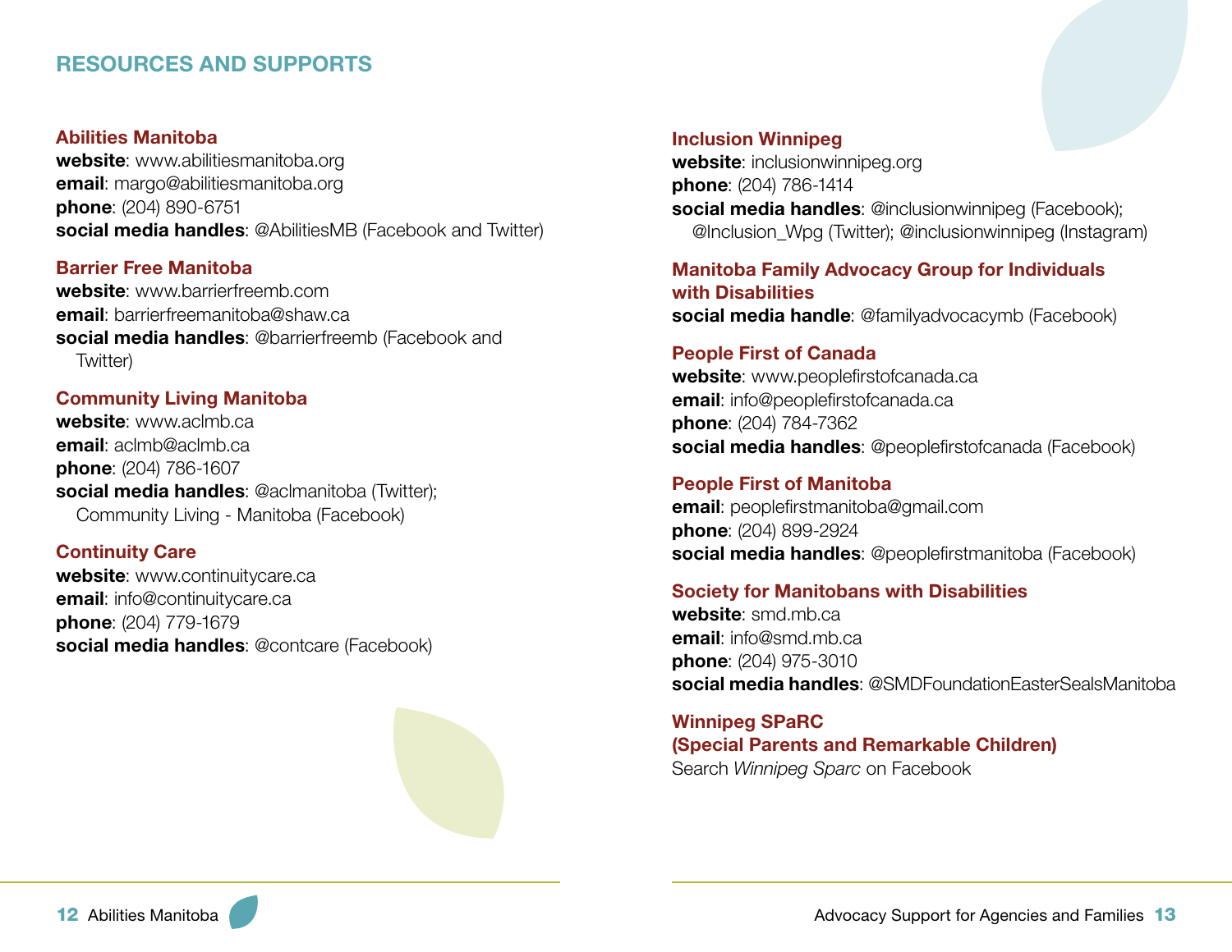## RESOURCES AND SUPPORTS

### Abilities Manitoba

**website**: www.abilitiesmanitoba.org
**email**: margo@abilitiesmanitoba.org
**phone**: (204) 890-6751
**social media handles**: @AbilitiesMB (Facebook and Twitter)

### Barrier Free Manitoba

**website**: www.barrierfreemb.com
**email**: barrierfreemanitoba@shaw.ca
**social media handles**: @barrierfreemb (Facebook and Twitter)

### Community Living Manitoba

**website**: www.aclmb.ca
**email**: aclmb@aclmb.ca
**phone**: (204) 786-1607
**social media handles**: @aclmanitoba (Twitter); Community Living - Manitoba (Facebook)

### Continuity Care

**website**: www.continuitycare.ca
**email**: info@continuitycare.ca
**phone**: (204) 779-1679
**social media handles**: @contcare (Facebook)

### Inclusion Winnipeg

**website**: inclusionwinnipeg.org
**phone**: (204) 786-1414
**social media handles**: @inclusionwinnipeg (Facebook); @Inclusion_Wpg (Twitter); @inclusionwinnipeg (Instagram)

### Manitoba Family Advocacy Group for Individuals with Disabilities

**social media handle**: @familyadvocacymb (Facebook)

### People First of Canada

**website**: www.peoplefirstofcanada.ca
**email**: info@peoplefirstofcanada.ca
**phone**: (204) 784-7362
**social media handles**: @peoplefirstofcanada (Facebook)

### People First of Manitoba

**email**: peoplefirstmanitoba@gmail.com
**phone**: (204) 899-2924
**social media handles**: @peoplefirstmanitoba (Facebook)

### Society for Manitobans with Disabilities

**website**: smd.mb.ca
**email**: info@smd.mb.ca
**phone**: (204) 975-3010
**social media handles**: @SMDFoundationEasterSealsManitoba

### Winnipeg SPaRC (Special Parents and Remarkable Children)

Search *Winnipeg Sparc* on Facebook